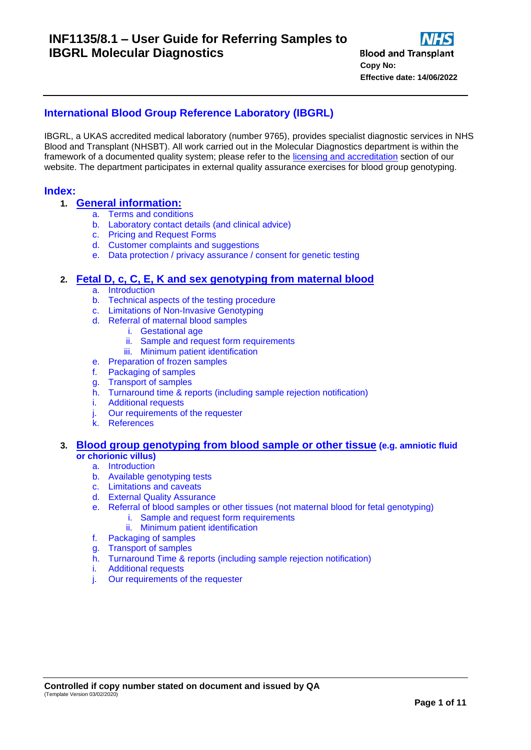# INF1135/8.1 – User Guide for Referring Samples to IBGRL Molecular Diagnostics

**Copy No:**

**Effective date: 14/06/2022**

## International Blood Group Reference Laboratory (IBGRL)

IBGRL, a UKAS accredited medical laboratory (number 9765), provides specialist diagnostic services in NHS Blood and Transplant (NHSBT). All work carried out in the Molecular Diagnostics department is within the framework of a documented quality system; please refer to the licensing and accreditation section of our website. The department participates in external quality assurance exercises for blood group genotyping.

## Index:

1. **General information:**
   a. Terms and conditions
   b. Laboratory contact details (and clinical advice)
   c. Pricing and Request Forms
   d. Customer complaints and suggestions
   e. Data protection / privacy assurance / consent for genetic testing

2. **Fetal D, c, C, E, K and sex genotyping from maternal blood**
   a. Introduction
   b. Technical aspects of the testing procedure
   c. Limitations of Non-Invasive Genotyping
   d. Referral of maternal blood samples
      i. Gestational age
      ii. Sample and request form requirements
      iii. Minimum patient identification
   e. Preparation of frozen samples
   f. Packaging of samples
   g. Transport of samples
   h. Turnaround time & reports (including sample rejection notification)
   i. Additional requests
   j. Our requirements of the requester
   k. References

3. **Blood group genotyping from blood sample or other tissue (e.g. amniotic fluid or chorionic villus)**
   a. Introduction
   b. Available genotyping tests
   c. Limitations and caveats
   d. External Quality Assurance
   e. Referral of blood samples or other tissues (not maternal blood for fetal genotyping)
      i. Sample and request form requirements
      ii. Minimum patient identification
   f. Packaging of samples
   g. Transport of samples
   h. Turnaround Time & reports (including sample rejection notification)
   i. Additional requests
   j. Our requirements of the requester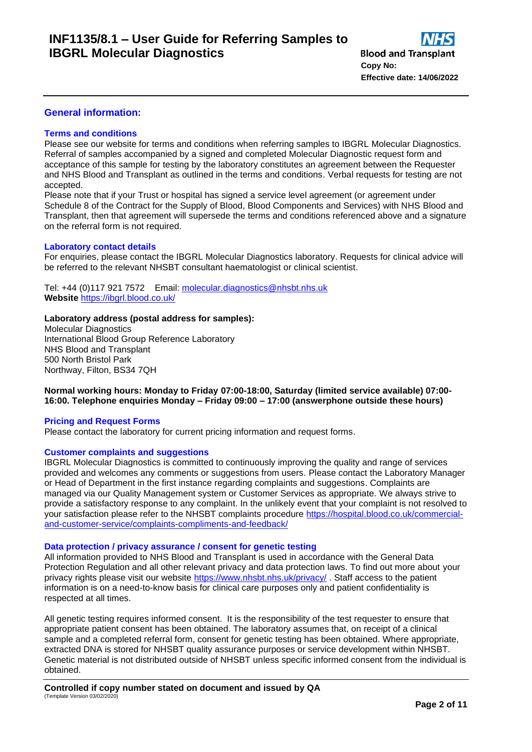## General information:

### Terms and conditions

Please see our website for terms and conditions when referring samples to IBGRL Molecular Diagnostics. Referral of samples accompanied by a signed and completed Molecular Diagnostic request form and acceptance of this sample for testing by the laboratory constitutes an agreement between the Requester and NHS Blood and Transplant as outlined in the terms and conditions. Verbal requests for testing are not accepted.

Please note that if your Trust or hospital has signed a service level agreement (or agreement under Schedule 8 of the Contract for the Supply of Blood, Blood Components and Services) with NHS Blood and Transplant, then that agreement will supersede the terms and conditions referenced above and a signature on the referral form is not required.

### Laboratory contact details

For enquiries, please contact the IBGRL Molecular Diagnostics laboratory. Requests for clinical advice will be referred to the relevant NHSBT consultant haematologist or clinical scientist.

Tel: +44 (0)117 921 7572 Email: molecular.diagnostics@nhsbt.nhs.uk
**Website** https://ibgrl.blood.co.uk/

**Laboratory address (postal address for samples):**
Molecular Diagnostics
International Blood Group Reference Laboratory
NHS Blood and Transplant
500 North Bristol Park
Northway, Filton, BS34 7QH

**Normal working hours: Monday to Friday 07:00-18:00, Saturday (limited service available) 07:00-16:00. Telephone enquiries Monday – Friday 09:00 – 17:00 (answerphone outside these hours)**

### Pricing and Request Forms

Please contact the laboratory for current pricing information and request forms.

### Customer complaints and suggestions

IBGRL Molecular Diagnostics is committed to continuously improving the quality and range of services provided and welcomes any comments or suggestions from users. Please contact the Laboratory Manager or Head of Department in the first instance regarding complaints and suggestions. Complaints are managed via our Quality Management system or Customer Services as appropriate. We always strive to provide a satisfactory response to any complaint. In the unlikely event that your complaint is not resolved to your satisfaction please refer to the NHSBT complaints procedure https://hospital.blood.co.uk/commercial-and-customer-service/complaints-compliments-and-feedback/

### Data protection / privacy assurance / consent for genetic testing

All information provided to NHS Blood and Transplant is used in accordance with the General Data Protection Regulation and all other relevant privacy and data protection laws. To find out more about your privacy rights please visit our website https://www.nhsbt.nhs.uk/privacy/ . Staff access to the patient information is on a need-to-know basis for clinical care purposes only and patient confidentiality is respected at all times.

All genetic testing requires informed consent. It is the responsibility of the test requester to ensure that appropriate patient consent has been obtained. The laboratory assumes that, on receipt of a clinical sample and a completed referral form, consent for genetic testing has been obtained. Where appropriate, extracted DNA is stored for NHSBT quality assurance purposes or service development within NHSBT. Genetic material is not distributed outside of NHSBT unless specific informed consent from the individual is obtained.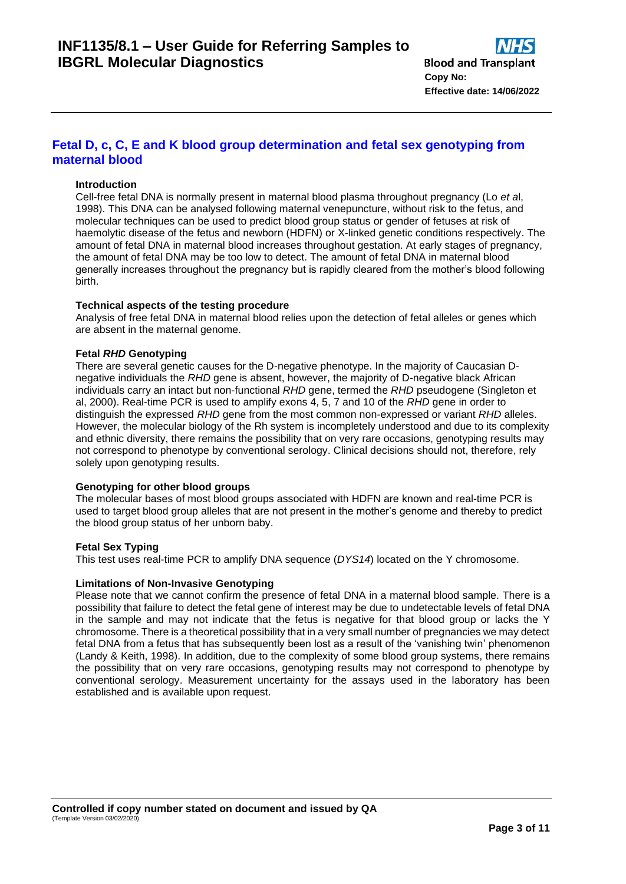## Fetal D, c, C, E and K blood group determination and fetal sex genotyping from maternal blood

### Introduction

Cell-free fetal DNA is normally present in maternal blood plasma throughout pregnancy (Lo *et a*l, 1998). This DNA can be analysed following maternal venepuncture, without risk to the fetus, and molecular techniques can be used to predict blood group status or gender of fetuses at risk of haemolytic disease of the fetus and newborn (HDFN) or X-linked genetic conditions respectively. The amount of fetal DNA in maternal blood increases throughout gestation. At early stages of pregnancy, the amount of fetal DNA may be too low to detect. The amount of fetal DNA in maternal blood generally increases throughout the pregnancy but is rapidly cleared from the mother's blood following birth.

### Technical aspects of the testing procedure

Analysis of free fetal DNA in maternal blood relies upon the detection of fetal alleles or genes which are absent in the maternal genome.

### Fetal *RHD* Genotyping

There are several genetic causes for the D-negative phenotype. In the majority of Caucasian D-negative individuals the *RHD* gene is absent, however, the majority of D-negative black African individuals carry an intact but non-functional *RHD* gene, termed the *RHD* pseudogene (Singleton et al, 2000). Real-time PCR is used to amplify exons 4, 5, 7 and 10 of the *RHD* gene in order to distinguish the expressed *RHD* gene from the most common non-expressed or variant *RHD* alleles. However, the molecular biology of the Rh system is incompletely understood and due to its complexity and ethnic diversity, there remains the possibility that on very rare occasions, genotyping results may not correspond to phenotype by conventional serology. Clinical decisions should not, therefore, rely solely upon genotyping results.

### Genotyping for other blood groups

The molecular bases of most blood groups associated with HDFN are known and real-time PCR is used to target blood group alleles that are not present in the mother's genome and thereby to predict the blood group status of her unborn baby.

### Fetal Sex Typing

This test uses real-time PCR to amplify DNA sequence (*DYS14*) located on the Y chromosome.

### Limitations of Non-Invasive Genotyping

Please note that we cannot confirm the presence of fetal DNA in a maternal blood sample. There is a possibility that failure to detect the fetal gene of interest may be due to undetectable levels of fetal DNA in the sample and may not indicate that the fetus is negative for that blood group or lacks the Y chromosome. There is a theoretical possibility that in a very small number of pregnancies we may detect fetal DNA from a fetus that has subsequently been lost as a result of the 'vanishing twin' phenomenon (Landy & Keith, 1998). In addition, due to the complexity of some blood group systems, there remains the possibility that on very rare occasions, genotyping results may not correspond to phenotype by conventional serology. Measurement uncertainty for the assays used in the laboratory has been established and is available upon request.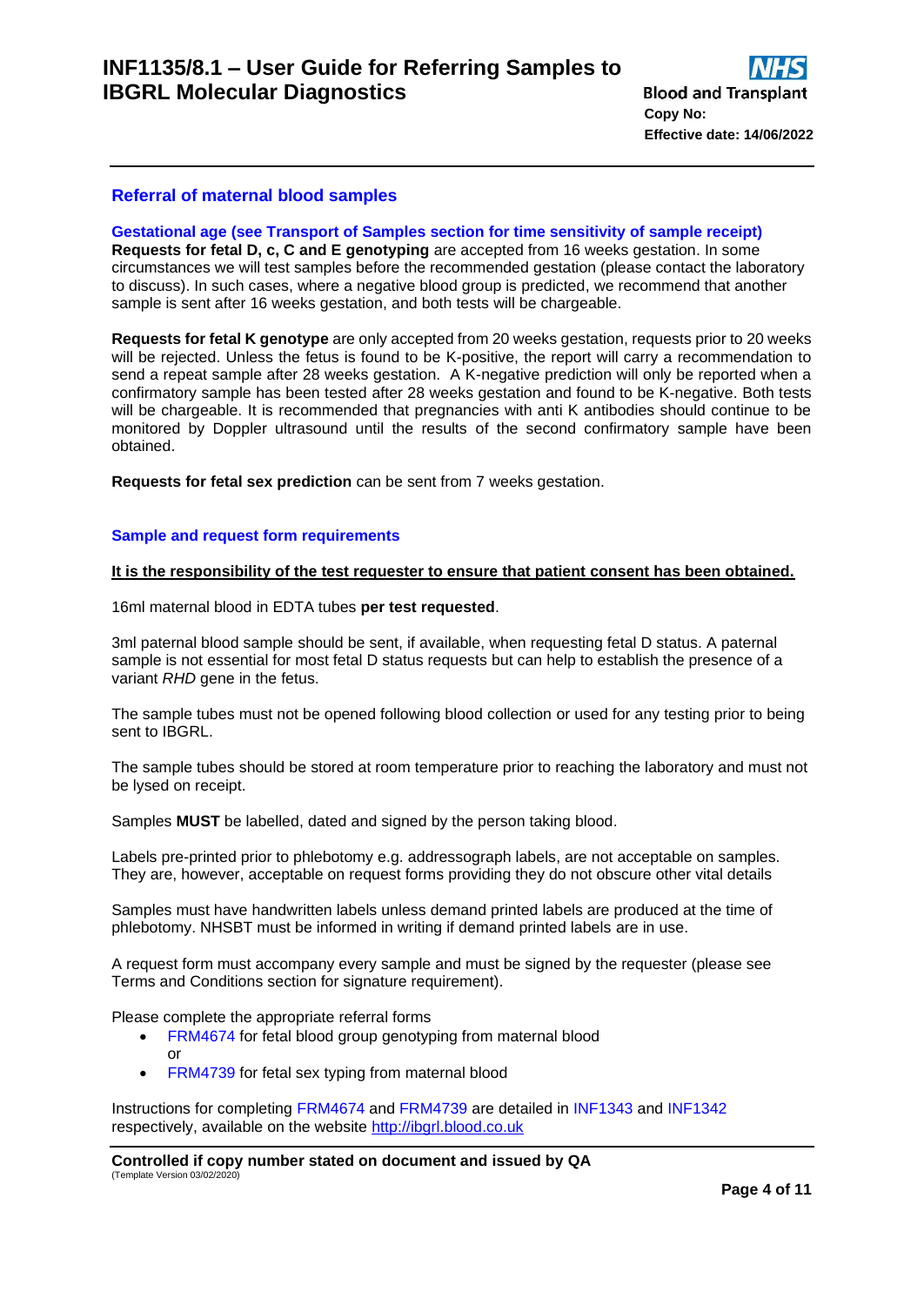## Referral of maternal blood samples

### Gestational age (see Transport of Samples section for time sensitivity of sample receipt)

**Requests for fetal D, c, C and E genotyping** are accepted from 16 weeks gestation. In some circumstances we will test samples before the recommended gestation (please contact the laboratory to discuss). In such cases, where a negative blood group is predicted, we recommend that another sample is sent after 16 weeks gestation, and both tests will be chargeable.

**Requests for fetal K genotype** are only accepted from 20 weeks gestation, requests prior to 20 weeks will be rejected. Unless the fetus is found to be K-positive, the report will carry a recommendation to send a repeat sample after 28 weeks gestation. A K-negative prediction will only be reported when a confirmatory sample has been tested after 28 weeks gestation and found to be K-negative. Both tests will be chargeable. It is recommended that pregnancies with anti K antibodies should continue to be monitored by Doppler ultrasound until the results of the second confirmatory sample have been obtained.

**Requests for fetal sex prediction** can be sent from 7 weeks gestation.

### Sample and request form requirements

**It is the responsibility of the test requester to ensure that patient consent has been obtained.**

16ml maternal blood in EDTA tubes **per test requested**.

3ml paternal blood sample should be sent, if available, when requesting fetal D status. A paternal sample is not essential for most fetal D status requests but can help to establish the presence of a variant *RHD* gene in the fetus.

The sample tubes must not be opened following blood collection or used for any testing prior to being sent to IBGRL.

The sample tubes should be stored at room temperature prior to reaching the laboratory and must not be lysed on receipt.

Samples **MUST** be labelled, dated and signed by the person taking blood.

Labels pre-printed prior to phlebotomy e.g. addressograph labels, are not acceptable on samples. They are, however, acceptable on request forms providing they do not obscure other vital details

Samples must have handwritten labels unless demand printed labels are produced at the time of phlebotomy. NHSBT must be informed in writing if demand printed labels are in use.

A request form must accompany every sample and must be signed by the requester (please see Terms and Conditions section for signature requirement).

Please complete the appropriate referral forms

- FRM4674 for fetal blood group genotyping from maternal blood
  or
- FRM4739 for fetal sex typing from maternal blood

Instructions for completing FRM4674 and FRM4739 are detailed in INF1343 and INF1342 respectively, available on the website http://ibgrl.blood.co.uk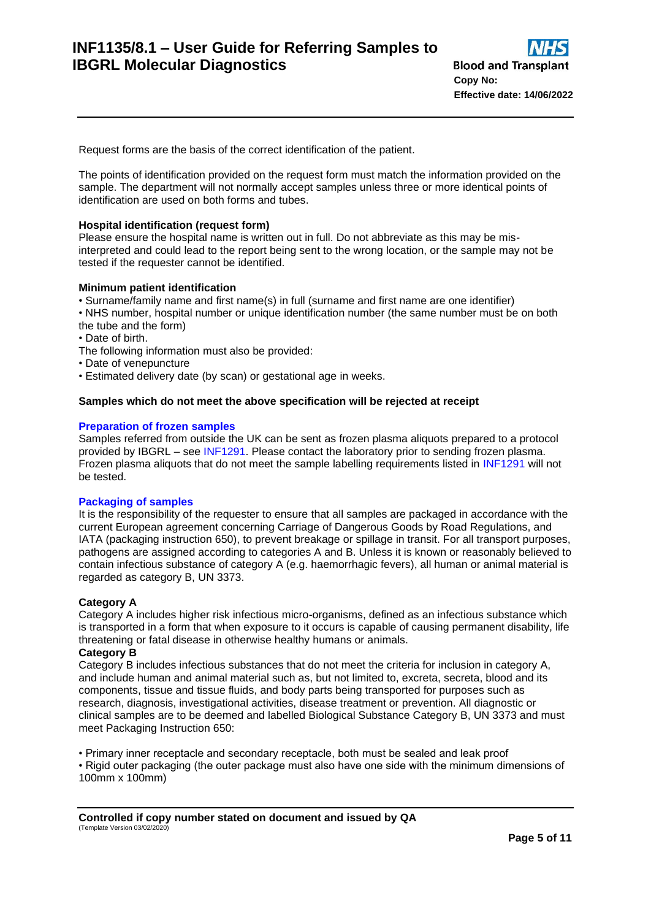Request forms are the basis of the correct identification of the patient.

The points of identification provided on the request form must match the information provided on the sample. The department will not normally accept samples unless three or more identical points of identification are used on both forms and tubes.

**Hospital identification (request form)**
Please ensure the hospital name is written out in full. Do not abbreviate as this may be mis-interpreted and could lead to the report being sent to the wrong location, or the sample may not be tested if the requester cannot be identified.

**Minimum patient identification**

- Surname/family name and first name(s) in full (surname and first name are one identifier)
- NHS number, hospital number or unique identification number (the same number must be on both the tube and the form)
- Date of birth.

The following information must also be provided:

- Date of venepuncture
- Estimated delivery date (by scan) or gestational age in weeks.

**Samples which do not meet the above specification will be rejected at receipt**

### Preparation of frozen samples

Samples referred from outside the UK can be sent as frozen plasma aliquots prepared to a protocol provided by IBGRL – see INF1291. Please contact the laboratory prior to sending frozen plasma. Frozen plasma aliquots that do not meet the sample labelling requirements listed in INF1291 will not be tested.

### Packaging of samples

It is the responsibility of the requester to ensure that all samples are packaged in accordance with the current European agreement concerning Carriage of Dangerous Goods by Road Regulations, and IATA (packaging instruction 650), to prevent breakage or spillage in transit. For all transport purposes, pathogens are assigned according to categories A and B. Unless it is known or reasonably believed to contain infectious substance of category A (e.g. haemorrhagic fevers), all human or animal material is regarded as category B, UN 3373.

**Category A**
Category A includes higher risk infectious micro-organisms, defined as an infectious substance which is transported in a form that when exposure to it occurs is capable of causing permanent disability, life threatening or fatal disease in otherwise healthy humans or animals.

**Category B**
Category B includes infectious substances that do not meet the criteria for inclusion in category A, and include human and animal material such as, but not limited to, excreta, secreta, blood and its components, tissue and tissue fluids, and body parts being transported for purposes such as research, diagnosis, investigational activities, disease treatment or prevention. All diagnostic or clinical samples are to be deemed and labelled Biological Substance Category B, UN 3373 and must meet Packaging Instruction 650:

- Primary inner receptacle and secondary receptacle, both must be sealed and leak proof
- Rigid outer packaging (the outer package must also have one side with the minimum dimensions of 100mm x 100mm)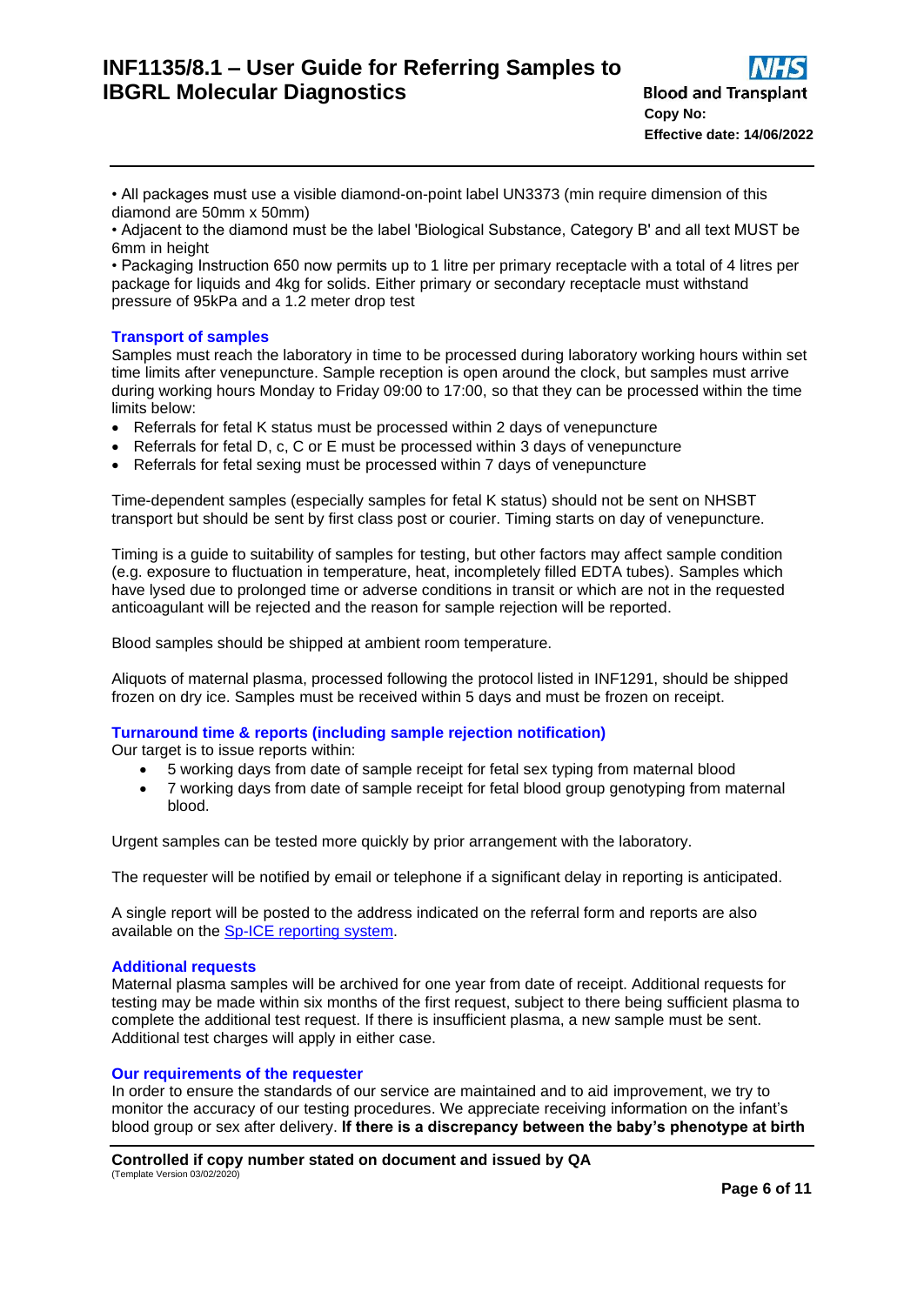• All packages must use a visible diamond-on-point label UN3373 (min require dimension of this diamond are 50mm x 50mm)
• Adjacent to the diamond must be the label 'Biological Substance, Category B' and all text MUST be 6mm in height
• Packaging Instruction 650 now permits up to 1 litre per primary receptacle with a total of 4 litres per package for liquids and 4kg for solids. Either primary or secondary receptacle must withstand pressure of 95kPa and a 1.2 meter drop test

### Transport of samples

Samples must reach the laboratory in time to be processed during laboratory working hours within set time limits after venepuncture. Sample reception is open around the clock, but samples must arrive during working hours Monday to Friday 09:00 to 17:00, so that they can be processed within the time limits below:

- Referrals for fetal K status must be processed within 2 days of venepuncture
- Referrals for fetal D, c, C or E must be processed within 3 days of venepuncture
- Referrals for fetal sexing must be processed within 7 days of venepuncture

Time-dependent samples (especially samples for fetal K status) should not be sent on NHSBT transport but should be sent by first class post or courier. Timing starts on day of venepuncture.

Timing is a guide to suitability of samples for testing, but other factors may affect sample condition (e.g. exposure to fluctuation in temperature, heat, incompletely filled EDTA tubes). Samples which have lysed due to prolonged time or adverse conditions in transit or which are not in the requested anticoagulant will be rejected and the reason for sample rejection will be reported.

Blood samples should be shipped at ambient room temperature.

Aliquots of maternal plasma, processed following the protocol listed in INF1291, should be shipped frozen on dry ice. Samples must be received within 5 days and must be frozen on receipt.

### Turnaround time & reports (including sample rejection notification)

Our target is to issue reports within:

- 5 working days from date of sample receipt for fetal sex typing from maternal blood
- 7 working days from date of sample receipt for fetal blood group genotyping from maternal blood.

Urgent samples can be tested more quickly by prior arrangement with the laboratory.

The requester will be notified by email or telephone if a significant delay in reporting is anticipated.

A single report will be posted to the address indicated on the referral form and reports are also available on the Sp-ICE reporting system.

### Additional requests

Maternal plasma samples will be archived for one year from date of receipt. Additional requests for testing may be made within six months of the first request, subject to there being sufficient plasma to complete the additional test request. If there is insufficient plasma, a new sample must be sent. Additional test charges will apply in either case.

### Our requirements of the requester

In order to ensure the standards of our service are maintained and to aid improvement, we try to monitor the accuracy of our testing procedures. We appreciate receiving information on the infant's blood group or sex after delivery. **If there is a discrepancy between the baby's phenotype at birth**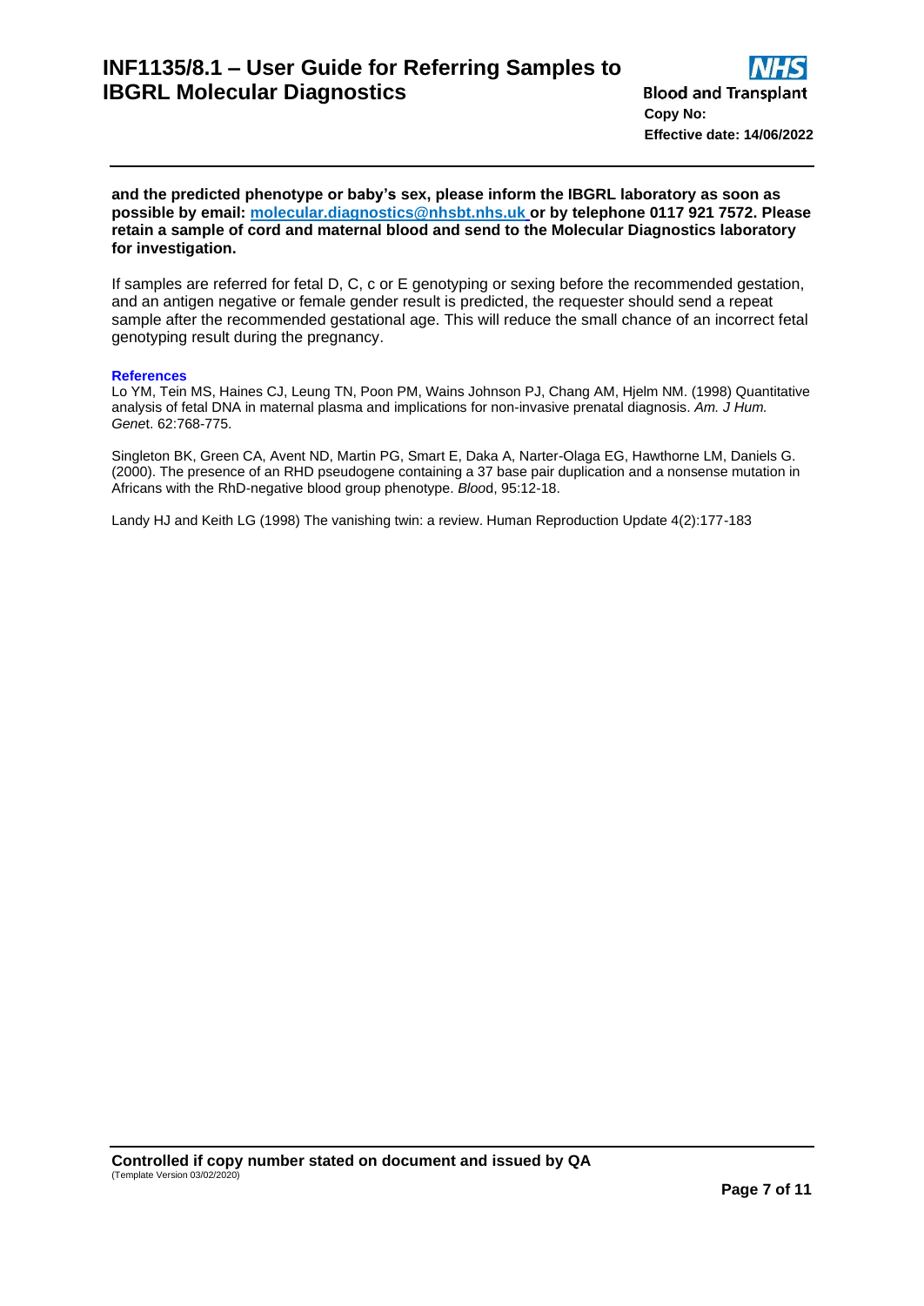**and the predicted phenotype or baby's sex, please inform the IBGRL laboratory as soon as possible by email: molecular.diagnostics@nhsbt.nhs.uk or by telephone 0117 921 7572. Please retain a sample of cord and maternal blood and send to the Molecular Diagnostics laboratory for investigation.**

If samples are referred for fetal D, C, c or E genotyping or sexing before the recommended gestation, and an antigen negative or female gender result is predicted, the requester should send a repeat sample after the recommended gestational age. This will reduce the small chance of an incorrect fetal genotyping result during the pregnancy.

### References

Lo YM, Tein MS, Haines CJ, Leung TN, Poon PM, Wains Johnson PJ, Chang AM, Hjelm NM. (1998) Quantitative analysis of fetal DNA in maternal plasma and implications for non-invasive prenatal diagnosis. *Am. J Hum. Gene*t. 62:768-775.

Singleton BK, Green CA, Avent ND, Martin PG, Smart E, Daka A, Narter-Olaga EG, Hawthorne LM, Daniels G. (2000). The presence of an RHD pseudogene containing a 37 base pair duplication and a nonsense mutation in Africans with the RhD-negative blood group phenotype. *Bloo*d, 95:12-18.

Landy HJ and Keith LG (1998) The vanishing twin: a review. Human Reproduction Update 4(2):177-183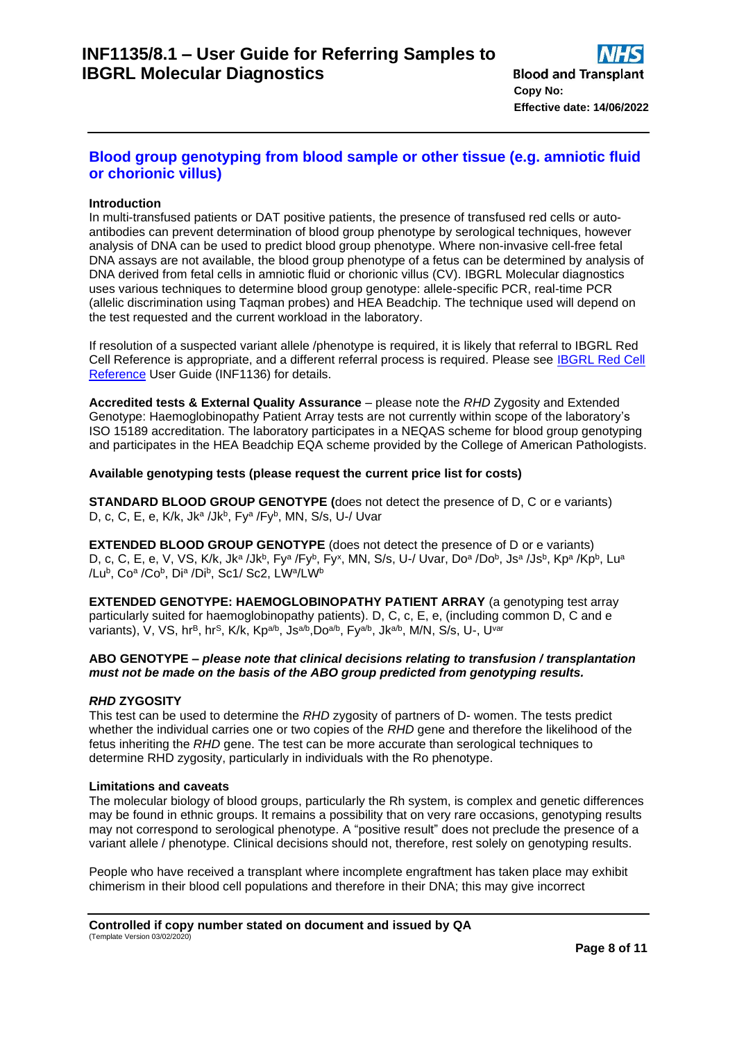## Blood group genotyping from blood sample or other tissue (e.g. amniotic fluid or chorionic villus)

**Introduction**

In multi-transfused patients or DAT positive patients, the presence of transfused red cells or auto-antibodies can prevent determination of blood group phenotype by serological techniques, however analysis of DNA can be used to predict blood group phenotype. Where non-invasive cell-free fetal DNA assays are not available, the blood group phenotype of a fetus can be determined by analysis of DNA derived from fetal cells in amniotic fluid or chorionic villus (CV). IBGRL Molecular diagnostics uses various techniques to determine blood group genotype: allele-specific PCR, real-time PCR (allelic discrimination using Taqman probes) and HEA Beadchip. The technique used will depend on the test requested and the current workload in the laboratory.

If resolution of a suspected variant allele /phenotype is required, it is likely that referral to IBGRL Red Cell Reference is appropriate, and a different referral process is required. Please see IBGRL Red Cell Reference User Guide (INF1136) for details.

**Accredited tests & External Quality Assurance** – please note the *RHD* Zygosity and Extended Genotype: Haemoglobinopathy Patient Array tests are not currently within scope of the laboratory's ISO 15189 accreditation. The laboratory participates in a NEQAS scheme for blood group genotyping and participates in the HEA Beadchip EQA scheme provided by the College of American Pathologists.

**Available genotyping tests (please request the current price list for costs)**

**STANDARD BLOOD GROUP GENOTYPE (**does not detect the presence of D, C or e variants)
D, c, C, E, e, K/k, $Jk^a$ /$Jk^b$, $Fy^a$ /$Fy^b$, MN, S/s, U-/ Uvar

**EXTENDED BLOOD GROUP GENOTYPE** (does not detect the presence of D or e variants)
D, c, C, E, e, V, VS, K/k, $Jk^a$ /$Jk^b$, $Fy^a$ /$Fy^b$, $Fy^x$, MN, S/s, U-/ Uvar, $Do^a$ /$Do^b$, $Js^a$ /$Js^b$, $Kp^a$ /$Kp^b$, $Lu^a$ /$Lu^b$, $Co^a$ /$Co^b$, $Di^a$ /$Di^b$, Sc1/ Sc2, $LW^a$/$LW^b$

**EXTENDED GENOTYPE: HAEMOGLOBINOPATHY PATIENT ARRAY** (a genotyping test array particularly suited for haemoglobinopathy patients). D, C, c, E, e, (including common D, C and e variants), V, VS, $hr^B$, $hr^S$, K/k, $Kp^{a/b}$, $Js^{a/b}$, $Do^{a/b}$, $Fy^{a/b}$, $Jk^{a/b}$, M/N, S/s, U-, $U^{var}$

**ABO GENOTYPE –** ***please note that clinical decisions relating to transfusion / transplantation must not be made on the basis of the ABO group predicted from genotyping results.***

***RHD*** **ZYGOSITY**

This test can be used to determine the *RHD* zygosity of partners of D- women. The tests predict whether the individual carries one or two copies of the *RHD* gene and therefore the likelihood of the fetus inheriting the *RHD* gene. The test can be more accurate than serological techniques to determine RHD zygosity, particularly in individuals with the Ro phenotype.

**Limitations and caveats**

The molecular biology of blood groups, particularly the Rh system, is complex and genetic differences may be found in ethnic groups. It remains a possibility that on very rare occasions, genotyping results may not correspond to serological phenotype. A "positive result" does not preclude the presence of a variant allele / phenotype. Clinical decisions should not, therefore, rest solely on genotyping results.

People who have received a transplant where incomplete engraftment has taken place may exhibit chimerism in their blood cell populations and therefore in their DNA; this may give incorrect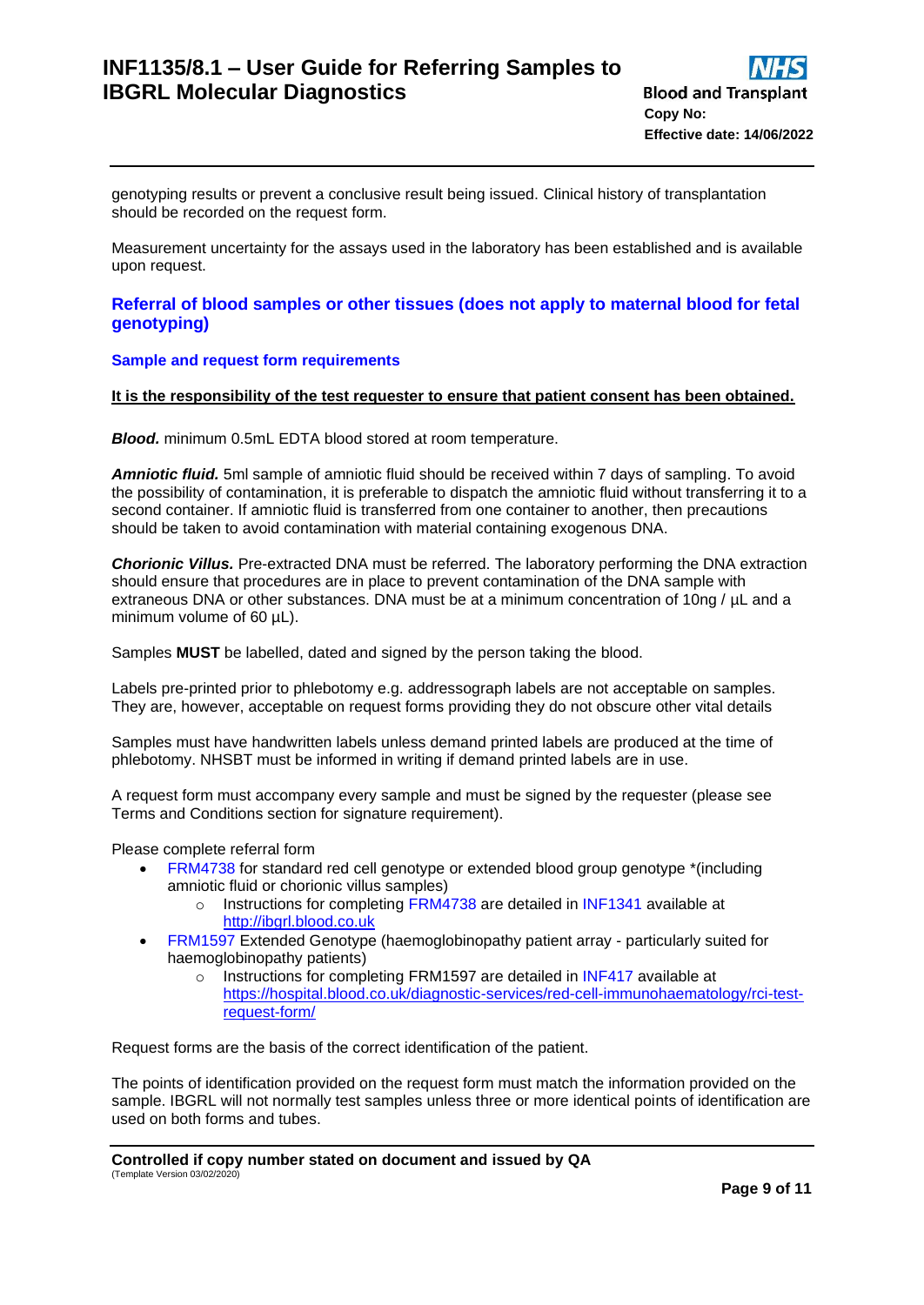genotyping results or prevent a conclusive result being issued. Clinical history of transplantation should be recorded on the request form.

Measurement uncertainty for the assays used in the laboratory has been established and is available upon request.

## Referral of blood samples or other tissues (does not apply to maternal blood for fetal genotyping)

### Sample and request form requirements

**It is the responsibility of the test requester to ensure that patient consent has been obtained.**

***Blood.*** minimum 0.5mL EDTA blood stored at room temperature.

***Amniotic fluid.*** 5ml sample of amniotic fluid should be received within 7 days of sampling. To avoid the possibility of contamination, it is preferable to dispatch the amniotic fluid without transferring it to a second container. If amniotic fluid is transferred from one container to another, then precautions should be taken to avoid contamination with material containing exogenous DNA.

***Chorionic Villus.*** Pre-extracted DNA must be referred. The laboratory performing the DNA extraction should ensure that procedures are in place to prevent contamination of the DNA sample with extraneous DNA or other substances. DNA must be at a minimum concentration of 10ng / µL and a minimum volume of 60 µL).

Samples **MUST** be labelled, dated and signed by the person taking the blood.

Labels pre-printed prior to phlebotomy e.g. addressograph labels are not acceptable on samples. They are, however, acceptable on request forms providing they do not obscure other vital details

Samples must have handwritten labels unless demand printed labels are produced at the time of phlebotomy. NHSBT must be informed in writing if demand printed labels are in use.

A request form must accompany every sample and must be signed by the requester (please see Terms and Conditions section for signature requirement).

Please complete referral form

- FRM4738 for standard red cell genotype or extended blood group genotype *(including amniotic fluid or chorionic villus samples)
  - Instructions for completing FRM4738 are detailed in INF1341 available at http://ibgrl.blood.co.uk
- FRM1597 Extended Genotype (haemoglobinopathy patient array - particularly suited for haemoglobinopathy patients)
  - Instructions for completing FRM1597 are detailed in INF417 available at https://hospital.blood.co.uk/diagnostic-services/red-cell-immunohaematology/rci-test-request-form/

Request forms are the basis of the correct identification of the patient.

The points of identification provided on the request form must match the information provided on the sample. IBGRL will not normally test samples unless three or more identical points of identification are used on both forms and tubes.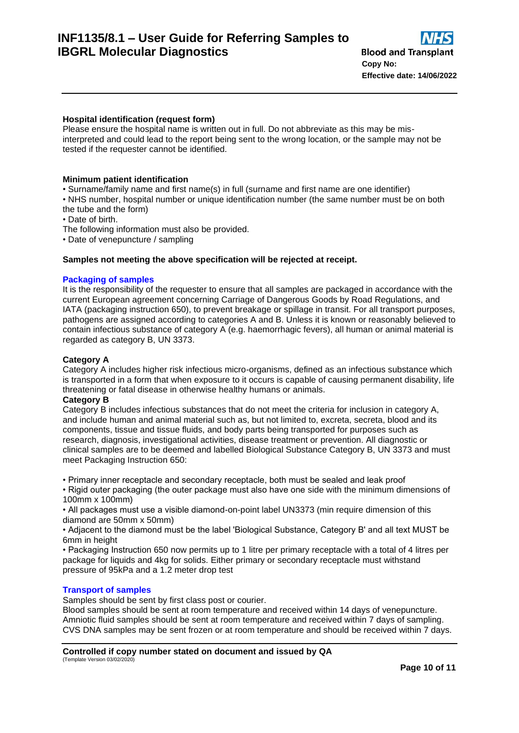**Hospital identification (request form)**
Please ensure the hospital name is written out in full. Do not abbreviate as this may be mis-interpreted and could lead to the report being sent to the wrong location, or the sample may not be tested if the requester cannot be identified.

**Minimum patient identification**

- Surname/family name and first name(s) in full (surname and first name are one identifier)
- NHS number, hospital number or unique identification number (the same number must be on both the tube and the form)
- Date of birth.

The following information must also be provided.

- Date of venepuncture / sampling

**Samples not meeting the above specification will be rejected at receipt.**

## Packaging of samples

It is the responsibility of the requester to ensure that all samples are packaged in accordance with the current European agreement concerning Carriage of Dangerous Goods by Road Regulations, and IATA (packaging instruction 650), to prevent breakage or spillage in transit. For all transport purposes, pathogens are assigned according to categories A and B. Unless it is known or reasonably believed to contain infectious substance of category A (e.g. haemorrhagic fevers), all human or animal material is regarded as category B, UN 3373.

**Category A**
Category A includes higher risk infectious micro-organisms, defined as an infectious substance which is transported in a form that when exposure to it occurs is capable of causing permanent disability, life threatening or fatal disease in otherwise healthy humans or animals.

**Category B**
Category B includes infectious substances that do not meet the criteria for inclusion in category A, and include human and animal material such as, but not limited to, excreta, secreta, blood and its components, tissue and tissue fluids, and body parts being transported for purposes such as research, diagnosis, investigational activities, disease treatment or prevention. All diagnostic or clinical samples are to be deemed and labelled Biological Substance Category B, UN 3373 and must meet Packaging Instruction 650:

- Primary inner receptacle and secondary receptacle, both must be sealed and leak proof
- Rigid outer packaging (the outer package must also have one side with the minimum dimensions of 100mm x 100mm)
- All packages must use a visible diamond-on-point label UN3373 (min require dimension of this diamond are 50mm x 50mm)
- Adjacent to the diamond must be the label 'Biological Substance, Category B' and all text MUST be 6mm in height
- Packaging Instruction 650 now permits up to 1 litre per primary receptacle with a total of 4 litres per package for liquids and 4kg for solids. Either primary or secondary receptacle must withstand pressure of 95kPa and a 1.2 meter drop test

## Transport of samples

Samples should be sent by first class post or courier.
Blood samples should be sent at room temperature and received within 14 days of venepuncture.
Amniotic fluid samples should be sent at room temperature and received within 7 days of sampling.
CVS DNA samples may be sent frozen or at room temperature and should be received within 7 days.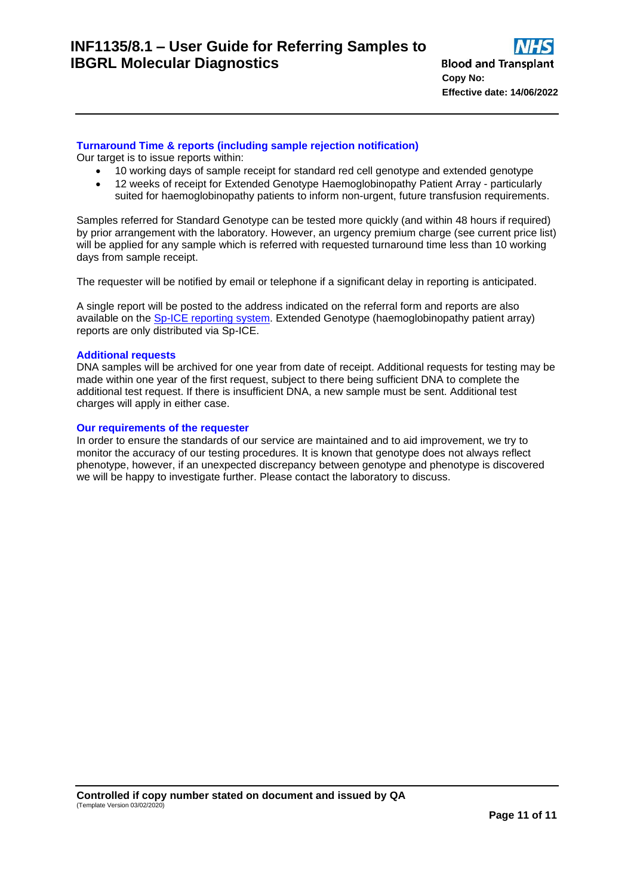### Turnaround Time & reports (including sample rejection notification)

Our target is to issue reports within:

- 10 working days of sample receipt for standard red cell genotype and extended genotype
- 12 weeks of receipt for Extended Genotype Haemoglobinopathy Patient Array - particularly suited for haemoglobinopathy patients to inform non-urgent, future transfusion requirements.

Samples referred for Standard Genotype can be tested more quickly (and within 48 hours if required) by prior arrangement with the laboratory. However, an urgency premium charge (see current price list) will be applied for any sample which is referred with requested turnaround time less than 10 working days from sample receipt.

The requester will be notified by email or telephone if a significant delay in reporting is anticipated.

A single report will be posted to the address indicated on the referral form and reports are also available on the Sp-ICE reporting system. Extended Genotype (haemoglobinopathy patient array) reports are only distributed via Sp-ICE.

### Additional requests

DNA samples will be archived for one year from date of receipt. Additional requests for testing may be made within one year of the first request, subject to there being sufficient DNA to complete the additional test request. If there is insufficient DNA, a new sample must be sent. Additional test charges will apply in either case.

### Our requirements of the requester

In order to ensure the standards of our service are maintained and to aid improvement, we try to monitor the accuracy of our testing procedures. It is known that genotype does not always reflect phenotype, however, if an unexpected discrepancy between genotype and phenotype is discovered we will be happy to investigate further. Please contact the laboratory to discuss.